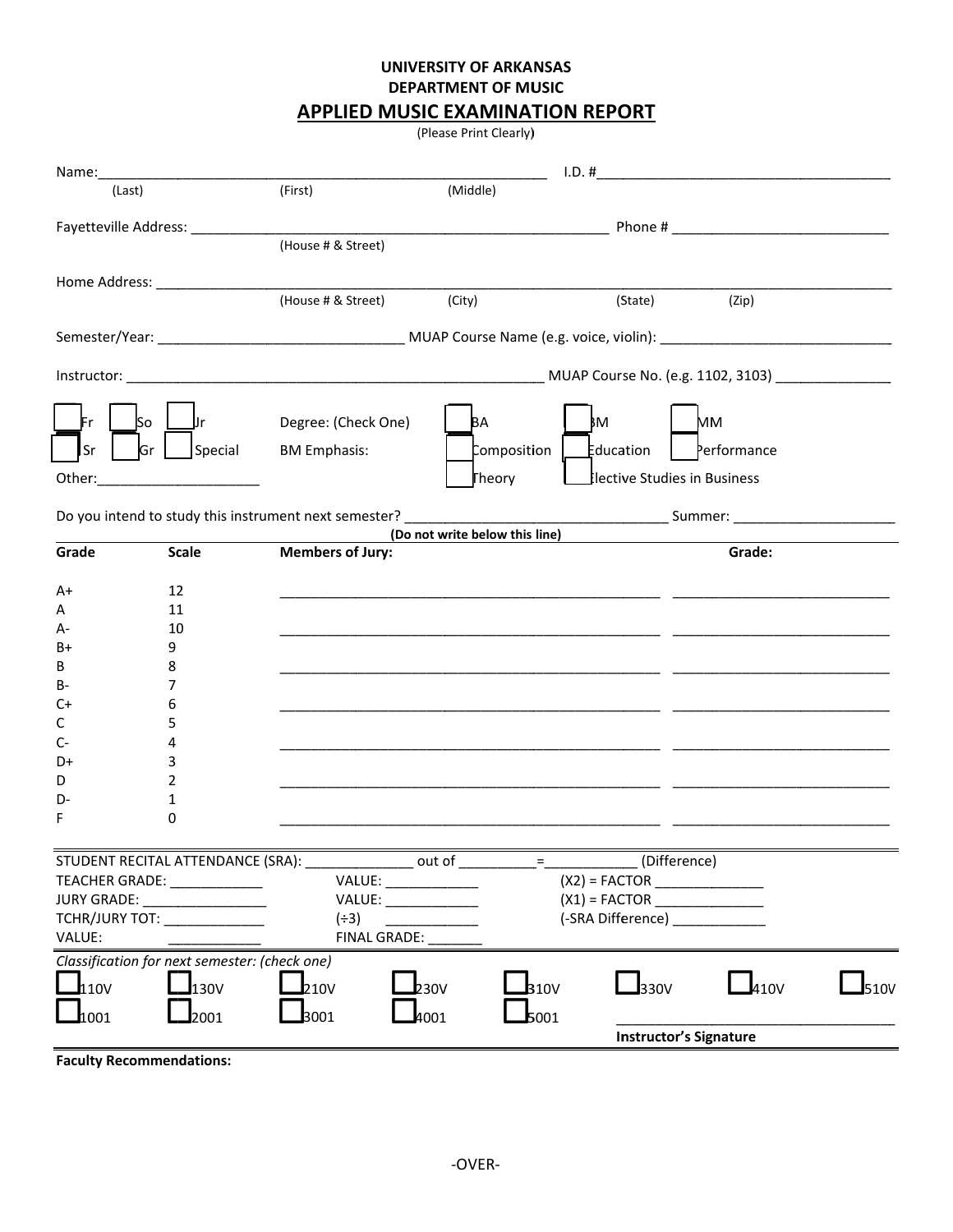**UNIVERSITY OF ARKANSAS**
**DEPARTMENT OF MUSIC**

# APPLIED MUSIC EXAMINATION REPORT

(Please Print Clearly)

Name:___________________________________________________________ I.D. #______________________________________
(Last) (First) (Middle)

Fayetteville Address: ______________________________________________________ Phone # _____________________________
(House # & Street)

Home Address: __________________________________________________________________________________________________
(House # & Street) (City) (State) (Zip)

Semester/Year: ________________________________ MUAP Course Name (e.g. voice, violin): _______________________________

Instructor: ______________________________________________________ MUAP Course No. (e.g. 1102, 3103) _______________

☐ Fr ☐ So ☐ Jr Degree: (Check One) ☐ BA ☐ BM ☐ MM

☐ Sr ☐ Gr ☐ Special BM Emphasis: ☐ Composition ☐ Education ☐ Performance

Other:______________________ ☐ Theory ☐ Elective Studies in Business

Do you intend to study this instrument next semester? __________________________________ Summer: _____________________

**(Do not write below this line)**

| **Grade** | **Scale** | **Members of Jury:** | **Grade:** |
|---|---|---|---|
| A+ | 12 | ____________________ | ____________ |
| A | 11 | | |
| A- | 10 | ____________________ | ____________ |
| B+ | 9 | | |
| B | 8 | ____________________ | ____________ |
| B- | 7 | | |
| C+ | 6 | ____________________ | ____________ |
| C | 5 | | |
| C- | 4 | ____________________ | ____________ |
| D+ | 3 | | |
| D | 2 | ____________________ | ____________ |
| D- | 1 | | |
| F | 0 | ____________________ | ____________ |

STUDENT RECITAL ATTENDANCE (SRA): ______________ out of __________=____________ (Difference)

TEACHER GRADE: ____________ VALUE: ____________ (X2) = FACTOR ______________

JURY GRADE: ________________ VALUE: ____________ (X1) = FACTOR ______________

TCHR/JURY TOT: _____________ (÷3) ____________ (-SRA Difference) ____________

VALUE: ____________ FINAL GRADE: _______

*Classification for next semester: (check one)*

☐ 110V ☐ 130V ☐ 210V ☐ 230V ☐ 310V ☐ 330V ☐ 410V ☐ 510V

☐ 1001 ☐ 2001 ☐ 3001 ☐ 4001 ☐ 5001

___________________________________
**Instructor's Signature**

**Faculty Recommendations:**

-OVER-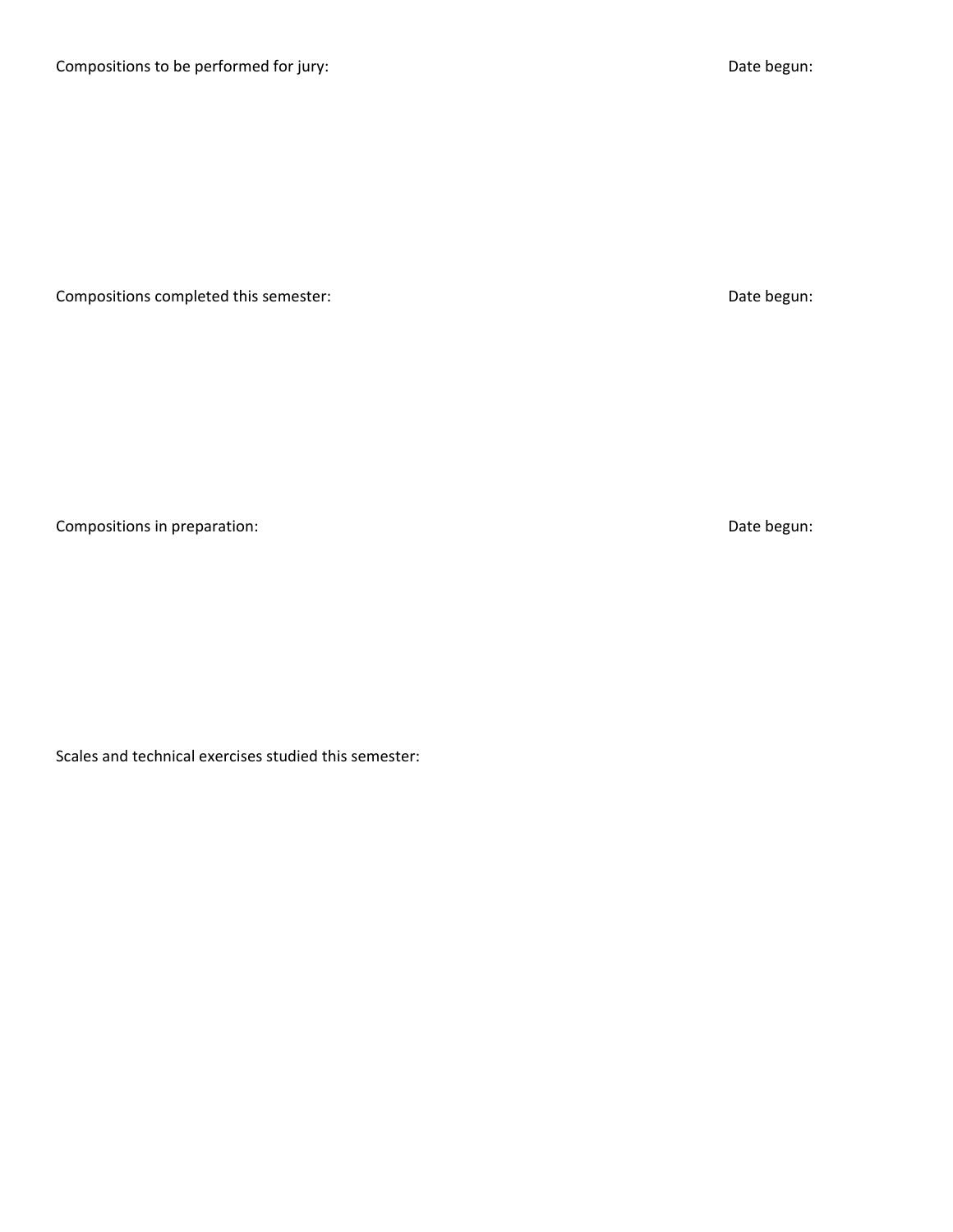Compositions to be performed for jury: Date begun:

Compositions completed this semester: Date begun:

Compositions in preparation: Date begun:

Scales and technical exercises studied this semester: